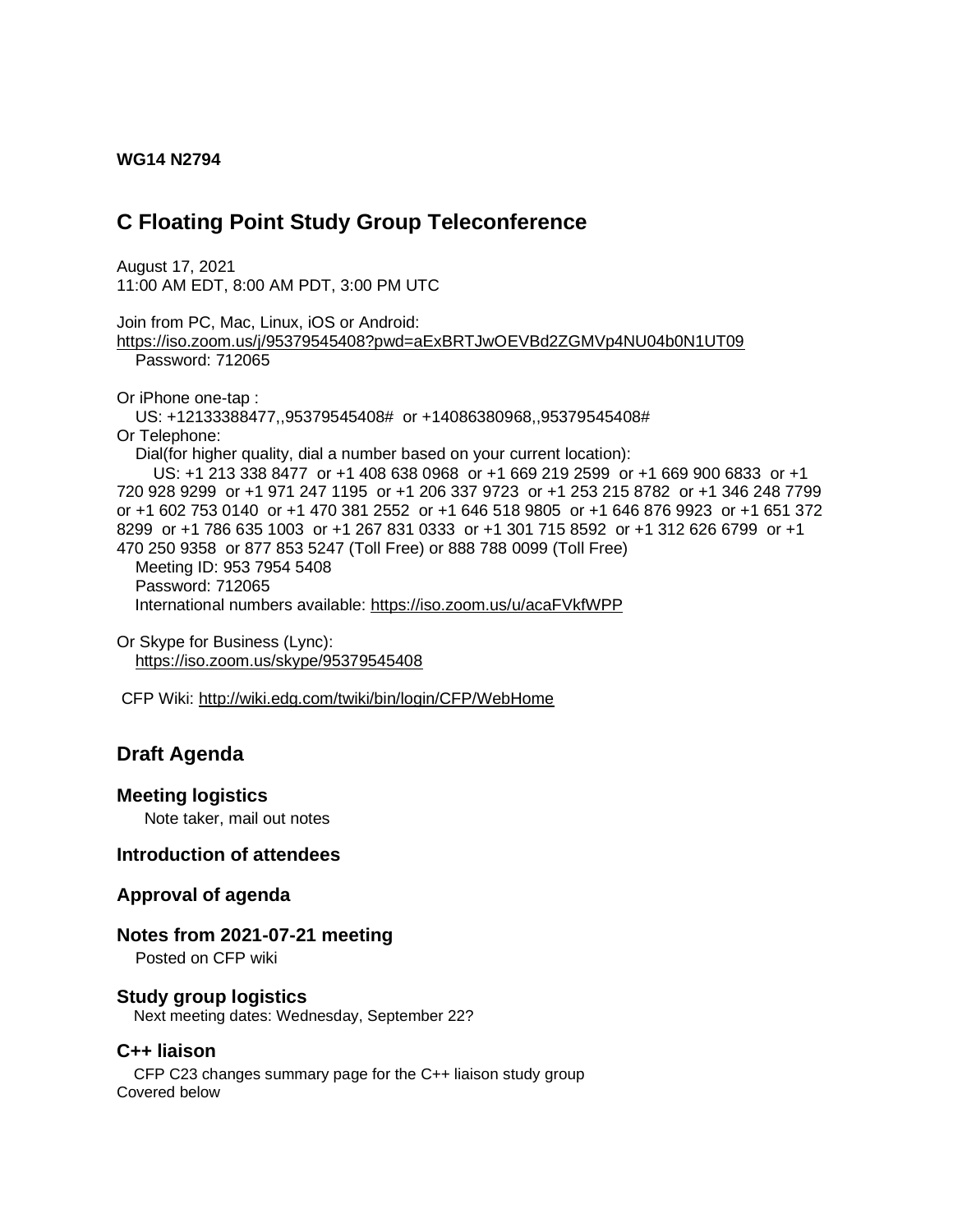**WG14 N2794**

# C Floating Point Study Group Teleconference

August 17, 2021
11:00 AM EDT, 8:00 AM PDT, 3:00 PM UTC

Join from PC, Mac, Linux, iOS or Android:
https://iso.zoom.us/j/95379545408?pwd=aExBRTJwOEVBd2ZGMVp4NU04b0N1UT09
Password: 712065

Or iPhone one-tap :
US: +12133388477,,95379545408# or +14086380968,,95379545408#
Or Telephone:
Dial(for higher quality, dial a number based on your current location):
US: +1 213 338 8477 or +1 408 638 0968 or +1 669 219 2599 or +1 669 900 6833 or +1 720 928 9299 or +1 971 247 1195 or +1 206 337 9723 or +1 253 215 8782 or +1 346 248 7799 or +1 602 753 0140 or +1 470 381 2552 or +1 646 518 9805 or +1 646 876 9923 or +1 651 372 8299 or +1 786 635 1003 or +1 267 831 0333 or +1 301 715 8592 or +1 312 626 6799 or +1 470 250 9358 or 877 853 5247 (Toll Free) or 888 788 0099 (Toll Free)
Meeting ID: 953 7954 5408
Password: 712065
International numbers available: https://iso.zoom.us/u/acaFVkfWPP

Or Skype for Business (Lync):
https://iso.zoom.us/skype/95379545408

CFP Wiki: http://wiki.edg.com/twiki/bin/login/CFP/WebHome

## Draft Agenda

### Meeting logistics

Note taker, mail out notes

### Introduction of attendees

### Approval of agenda

### Notes from 2021-07-21 meeting

Posted on CFP wiki

### Study group logistics

Next meeting dates: Wednesday, September 22?

### C++ liaison

CFP C23 changes summary page for the C++ liaison study group
Covered below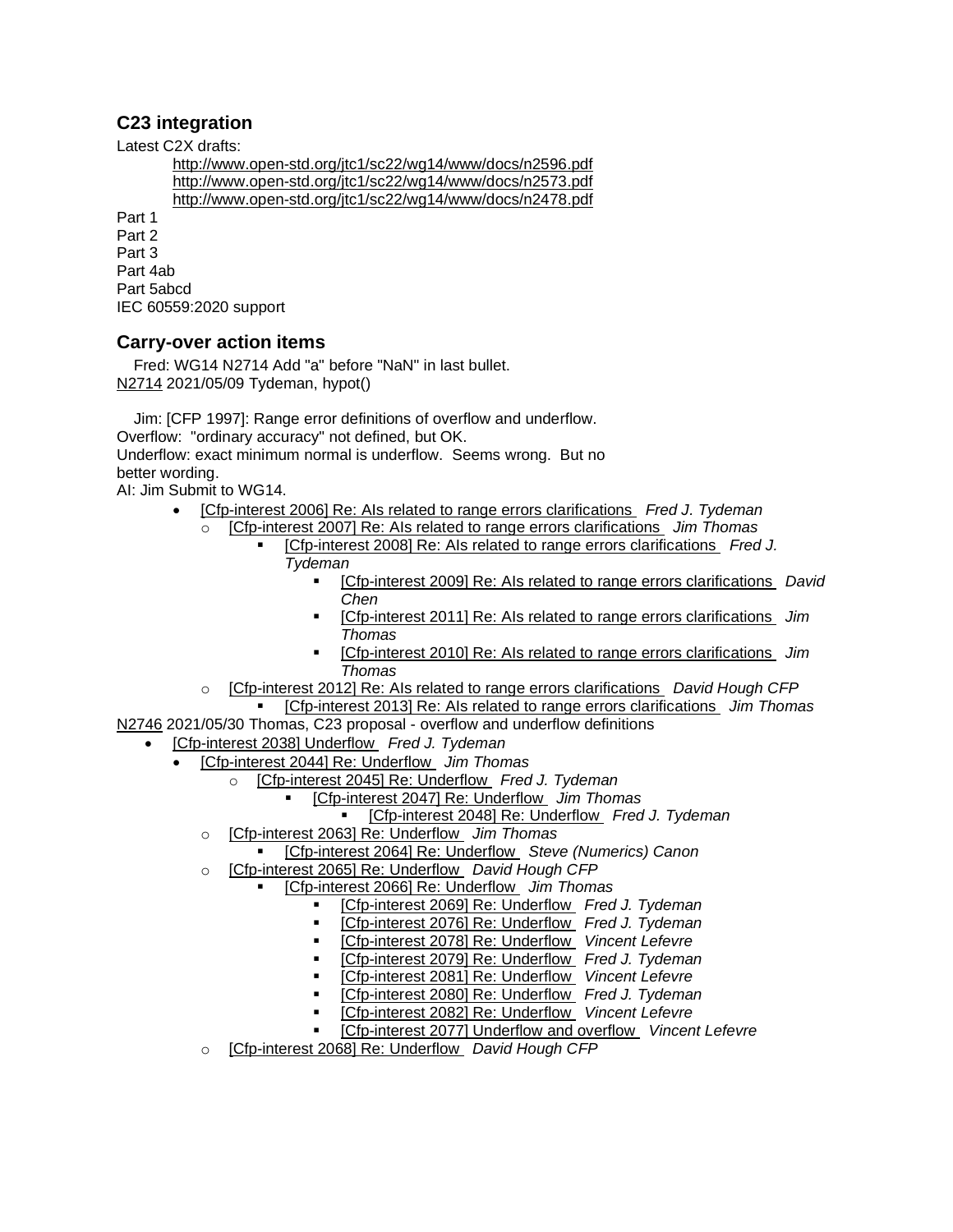## C23 integration

Latest C2X drafts:

- http://www.open-std.org/jtc1/sc22/wg14/www/docs/n2596.pdf
- http://www.open-std.org/jtc1/sc22/wg14/www/docs/n2573.pdf
- http://www.open-std.org/jtc1/sc22/wg14/www/docs/n2478.pdf

Part 1
Part 2
Part 3
Part 4ab
Part 5abcd
IEC 60559:2020 support

## Carry-over action items

Fred: WG14 N2714 Add "a" before "NaN" in last bullet.
N2714 2021/05/09 Tydeman, hypot()

Jim: [CFP 1997]: Range error definitions of overflow and underflow.
Overflow: "ordinary accuracy" not defined, but OK.
Underflow: exact minimum normal is underflow. Seems wrong. But no better wording.
AI: Jim Submit to WG14.

- [Cfp-interest 2006] Re: AIs related to range errors clarifications *Fred J. Tydeman*
  - [Cfp-interest 2007] Re: AIs related to range errors clarifications *Jim Thomas*
    - [Cfp-interest 2008] Re: AIs related to range errors clarifications *Fred J. Tydeman*
      - [Cfp-interest 2009] Re: AIs related to range errors clarifications *David Chen*
      - [Cfp-interest 2011] Re: AIs related to range errors clarifications *Jim Thomas*
      - [Cfp-interest 2010] Re: AIs related to range errors clarifications *Jim Thomas*
  - [Cfp-interest 2012] Re: AIs related to range errors clarifications *David Hough CFP*
    - [Cfp-interest 2013] Re: AIs related to range errors clarifications *Jim Thomas*

N2746 2021/05/30 Thomas, C23 proposal - overflow and underflow definitions

- [Cfp-interest 2038] Underflow *Fred J. Tydeman*
  - [Cfp-interest 2044] Re: Underflow *Jim Thomas*
    - [Cfp-interest 2045] Re: Underflow *Fred J. Tydeman*
      - [Cfp-interest 2047] Re: Underflow *Jim Thomas*
        - [Cfp-interest 2048] Re: Underflow *Fred J. Tydeman*
  - [Cfp-interest 2063] Re: Underflow *Jim Thomas*
    - [Cfp-interest 2064] Re: Underflow *Steve (Numerics) Canon*
  - [Cfp-interest 2065] Re: Underflow *David Hough CFP*
    - [Cfp-interest 2066] Re: Underflow *Jim Thomas*
      - [Cfp-interest 2069] Re: Underflow *Fred J. Tydeman*
      - [Cfp-interest 2076] Re: Underflow *Fred J. Tydeman*
      - [Cfp-interest 2078] Re: Underflow *Vincent Lefevre*
      - [Cfp-interest 2079] Re: Underflow *Fred J. Tydeman*
      - [Cfp-interest 2081] Re: Underflow *Vincent Lefevre*
      - [Cfp-interest 2080] Re: Underflow *Fred J. Tydeman*
      - [Cfp-interest 2082] Re: Underflow *Vincent Lefevre*
      - [Cfp-interest 2077] Underflow and overflow *Vincent Lefevre*
  - [Cfp-interest 2068] Re: Underflow *David Hough CFP*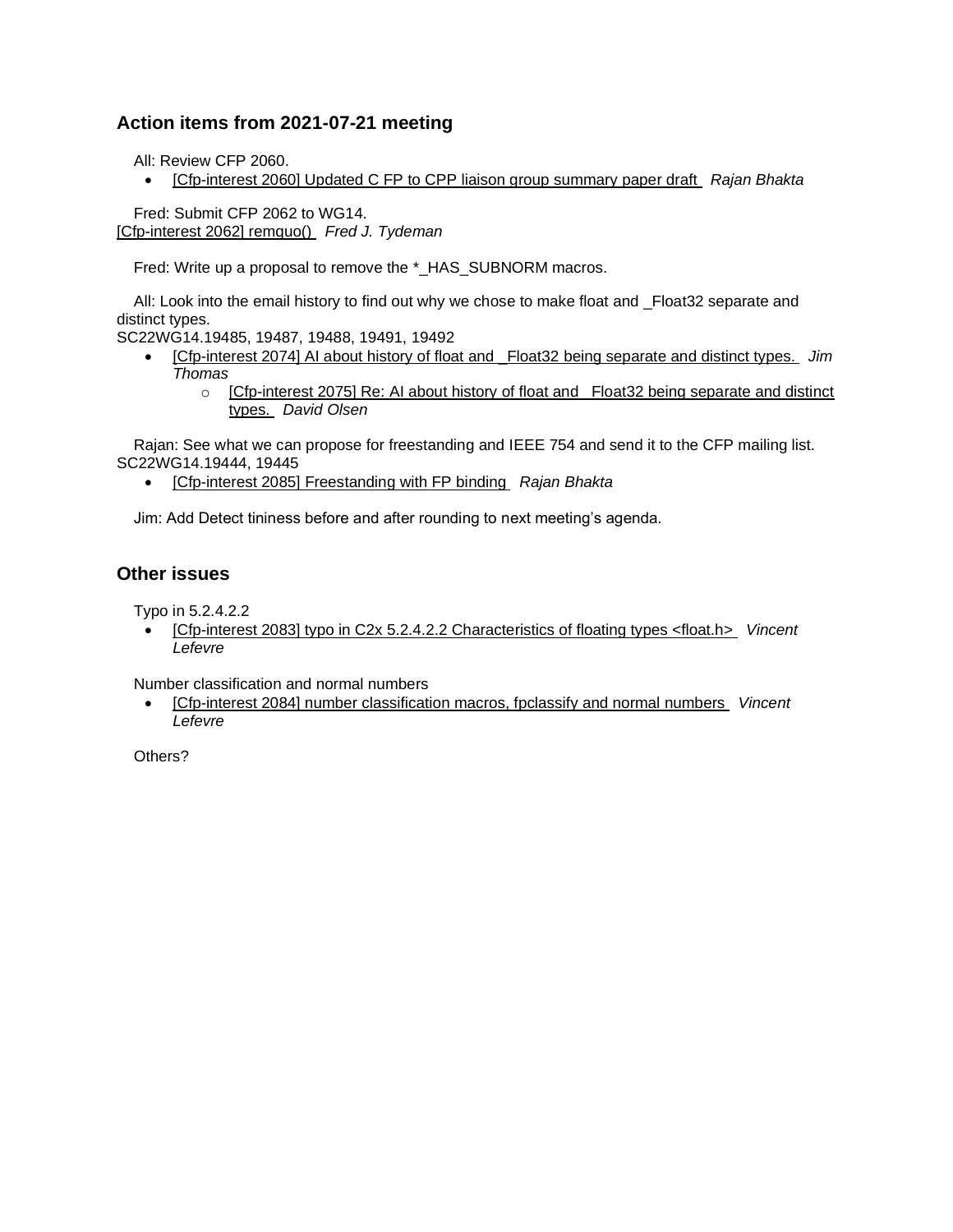## Action items from 2021-07-21 meeting

All: Review CFP 2060.

- [Cfp-interest 2060] Updated C FP to CPP liaison group summary paper draft *Rajan Bhakta*

Fred: Submit CFP 2062 to WG14.
[Cfp-interest 2062] remquo() *Fred J. Tydeman*

Fred: Write up a proposal to remove the *_HAS_SUBNORM macros.

All: Look into the email history to find out why we chose to make float and _Float32 separate and distinct types.
SC22WG14.19485, 19487, 19488, 19491, 19492

- [Cfp-interest 2074] AI about history of float and _Float32 being separate and distinct types. *Jim Thomas*
    - [Cfp-interest 2075] Re: AI about history of float and _Float32 being separate and distinct types. *David Olsen*

Rajan: See what we can propose for freestanding and IEEE 754 and send it to the CFP mailing list.
SC22WG14.19444, 19445

- [Cfp-interest 2085] Freestanding with FP binding *Rajan Bhakta*

Jim: Add Detect tininess before and after rounding to next meeting's agenda.

## Other issues

Typo in 5.2.4.2.2

- [Cfp-interest 2083] typo in C2x 5.2.4.2.2 Characteristics of floating types <float.h> *Vincent Lefevre*

Number classification and normal numbers

- [Cfp-interest 2084] number classification macros, fpclassify and normal numbers *Vincent Lefevre*

Others?